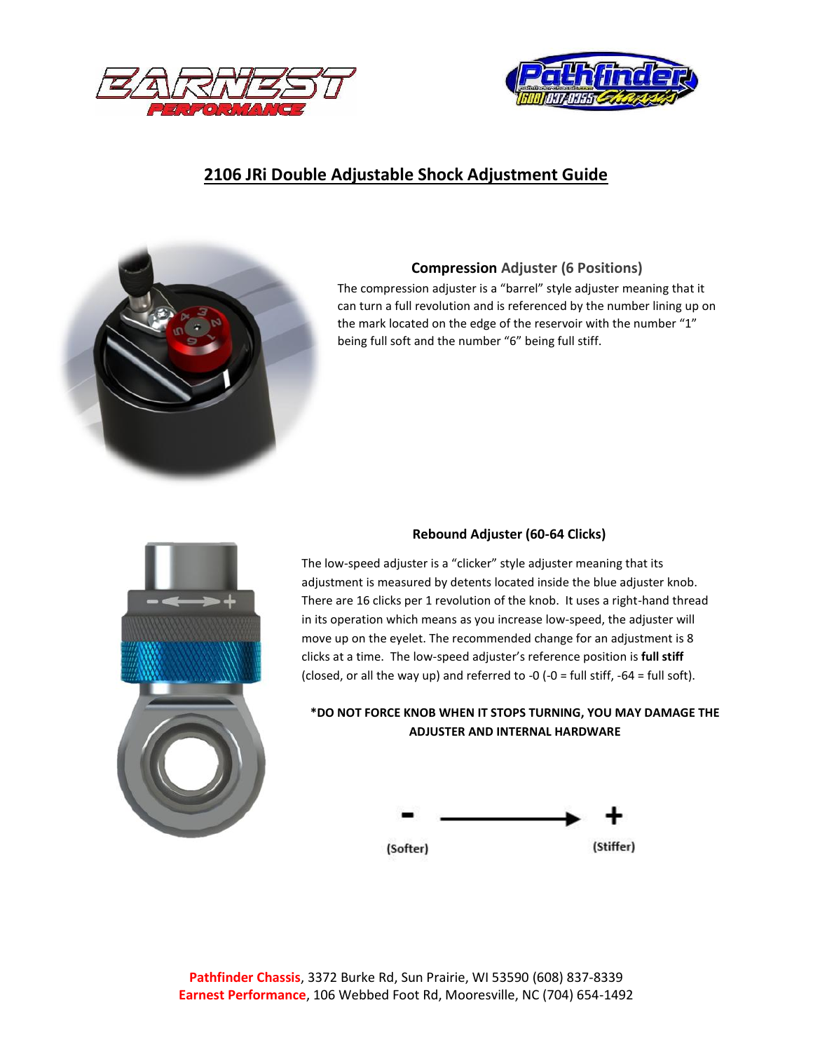# 2106 JRi Double Adjustable Shock Adjustment Guide

### Compression Adjuster (6 Positions)

The compression adjuster is a "barrel" style adjuster meaning that it can turn a full revolution and is referenced by the number lining up on the mark located on the edge of the reservoir with the number "1" being full soft and the number "6" being full stiff.

### Rebound Adjuster (60-64 Clicks)

The low-speed adjuster is a "clicker" style adjuster meaning that its adjustment is measured by detents located inside the blue adjuster knob. There are 16 clicks per 1 revolution of the knob. It uses a right-hand thread in its operation which means as you increase low-speed, the adjuster will move up on the eyelet. The recommended change for an adjustment is 8 clicks at a time. The low-speed adjuster's reference position is **full stiff** (closed, or all the way up) and referred to -0 (-0 = full stiff, -64 = full soft).

**\*DO NOT FORCE KNOB WHEN IT STOPS TURNING, YOU MAY DAMAGE THE ADJUSTER AND INTERNAL HARDWARE**

- (Softer) ⟶ + (Stiffer)

**Pathfinder Chassis**, 3372 Burke Rd, Sun Prairie, WI 53590 (608) 837-8339
**Earnest Performance**, 106 Webbed Foot Rd, Mooresville, NC (704) 654-1492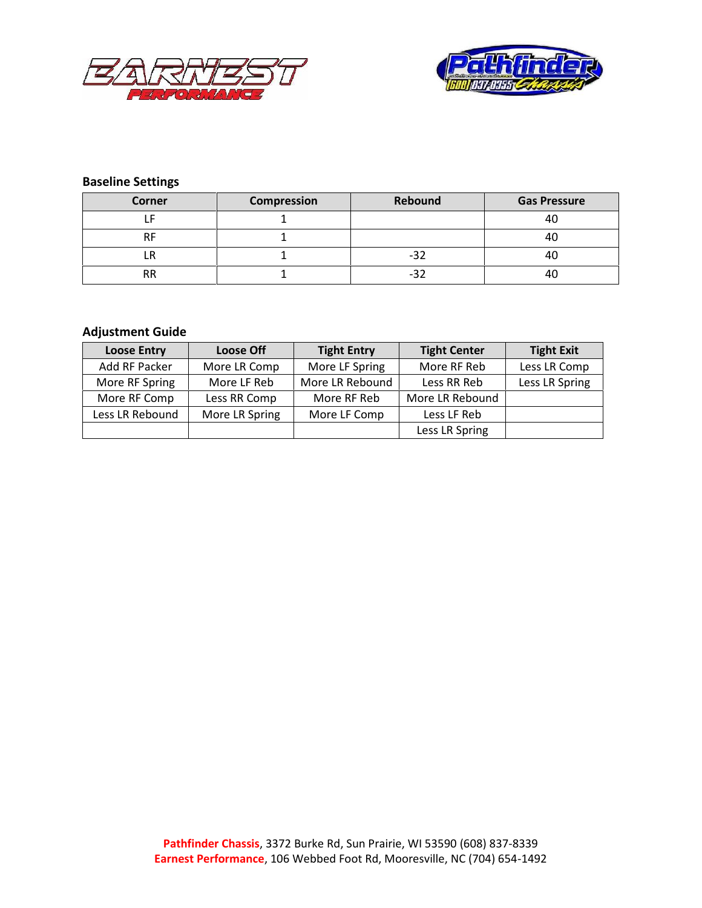**Baseline Settings**

| Corner | Compression | Rebound | Gas Pressure |
|---|---|---|---|
| LF | 1 | | 40 |
| RF | 1 | | 40 |
| LR | 1 | -32 | 40 |
| RR | 1 | -32 | 40 |

**Adjustment Guide**

| Loose Entry | Loose Off | Tight Entry | Tight Center | Tight Exit |
|---|---|---|---|---|
| Add RF Packer | More LR Comp | More LF Spring | More RF Reb | Less LR Comp |
| More RF Spring | More LF Reb | More LR Rebound | Less RR Reb | Less LR Spring |
| More RF Comp | Less RR Comp | More RF Reb | More LR Rebound | |
| Less LR Rebound | More LR Spring | More LF Comp | Less LF Reb | |
| | | | Less LR Spring | |

**Pathfinder Chassis**, 3372 Burke Rd, Sun Prairie, WI 53590 (608) 837-8339
**Earnest Performance**, 106 Webbed Foot Rd, Mooresville, NC (704) 654-1492